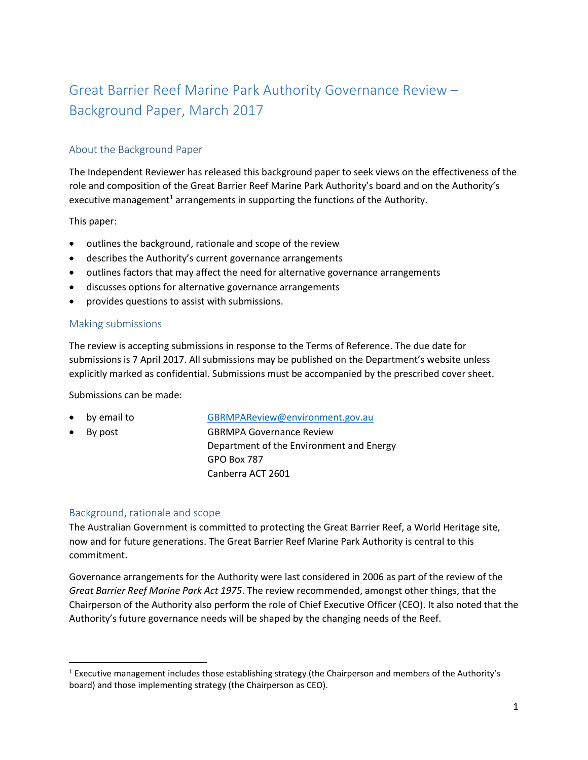# Great Barrier Reef Marine Park Authority Governance Review – Background Paper, March 2017

## About the Background Paper

The Independent Reviewer has released this background paper to seek views on the effectiveness of the role and composition of the Great Barrier Reef Marine Park Authority's board and on the Authority's executive management[1] arrangements in supporting the functions of the Authority.

This paper:

- outlines the background, rationale and scope of the review
- describes the Authority's current governance arrangements
- outlines factors that may affect the need for alternative governance arrangements
- discusses options for alternative governance arrangements
- provides questions to assist with submissions.

## Making submissions

The review is accepting submissions in response to the Terms of Reference. The due date for submissions is 7 April 2017. All submissions may be published on the Department's website unless explicitly marked as confidential. Submissions must be accompanied by the prescribed cover sheet.

Submissions can be made:

- by email to GBRMPAReview@environment.gov.au
- By post
  GBRMPA Governance Review
  Department of the Environment and Energy
  GPO Box 787
  Canberra ACT 2601

## Background, rationale and scope

The Australian Government is committed to protecting the Great Barrier Reef, a World Heritage site, now and for future generations. The Great Barrier Reef Marine Park Authority is central to this commitment.

Governance arrangements for the Authority were last considered in 2006 as part of the review of the *Great Barrier Reef Marine Park Act 1975*. The review recommended, amongst other things, that the Chairperson of the Authority also perform the role of Chief Executive Officer (CEO). It also noted that the Authority's future governance needs will be shaped by the changing needs of the Reef.

---

[1] Executive management includes those establishing strategy (the Chairperson and members of the Authority's board) and those implementing strategy (the Chairperson as CEO).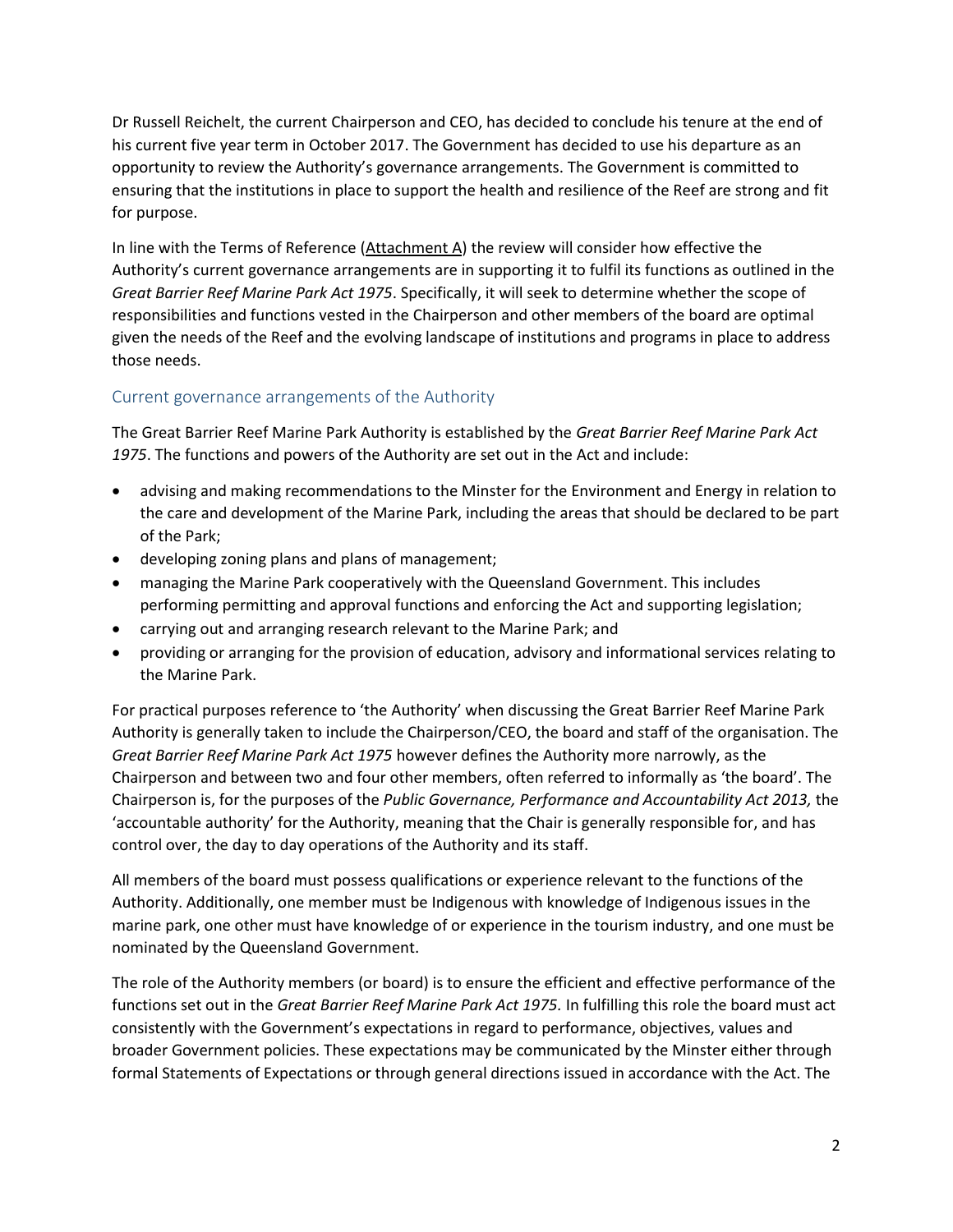Dr Russell Reichelt, the current Chairperson and CEO, has decided to conclude his tenure at the end of his current five year term in October 2017. The Government has decided to use his departure as an opportunity to review the Authority's governance arrangements. The Government is committed to ensuring that the institutions in place to support the health and resilience of the Reef are strong and fit for purpose.

In line with the Terms of Reference (Attachment A) the review will consider how effective the Authority's current governance arrangements are in supporting it to fulfil its functions as outlined in the *Great Barrier Reef Marine Park Act 1975*. Specifically, it will seek to determine whether the scope of responsibilities and functions vested in the Chairperson and other members of the board are optimal given the needs of the Reef and the evolving landscape of institutions and programs in place to address those needs.

## Current governance arrangements of the Authority

The Great Barrier Reef Marine Park Authority is established by the *Great Barrier Reef Marine Park Act 1975*. The functions and powers of the Authority are set out in the Act and include:

- advising and making recommendations to the Minster for the Environment and Energy in relation to the care and development of the Marine Park, including the areas that should be declared to be part of the Park;
- developing zoning plans and plans of management;
- managing the Marine Park cooperatively with the Queensland Government. This includes performing permitting and approval functions and enforcing the Act and supporting legislation;
- carrying out and arranging research relevant to the Marine Park; and
- providing or arranging for the provision of education, advisory and informational services relating to the Marine Park.

For practical purposes reference to 'the Authority' when discussing the Great Barrier Reef Marine Park Authority is generally taken to include the Chairperson/CEO, the board and staff of the organisation. The *Great Barrier Reef Marine Park Act 1975* however defines the Authority more narrowly, as the Chairperson and between two and four other members, often referred to informally as 'the board'. The Chairperson is, for the purposes of the *Public Governance, Performance and Accountability Act 2013,* the 'accountable authority' for the Authority, meaning that the Chair is generally responsible for, and has control over, the day to day operations of the Authority and its staff.

All members of the board must possess qualifications or experience relevant to the functions of the Authority. Additionally, one member must be Indigenous with knowledge of Indigenous issues in the marine park, one other must have knowledge of or experience in the tourism industry, and one must be nominated by the Queensland Government.

The role of the Authority members (or board) is to ensure the efficient and effective performance of the functions set out in the *Great Barrier Reef Marine Park Act 1975.* In fulfilling this role the board must act consistently with the Government's expectations in regard to performance, objectives, values and broader Government policies. These expectations may be communicated by the Minster either through formal Statements of Expectations or through general directions issued in accordance with the Act. The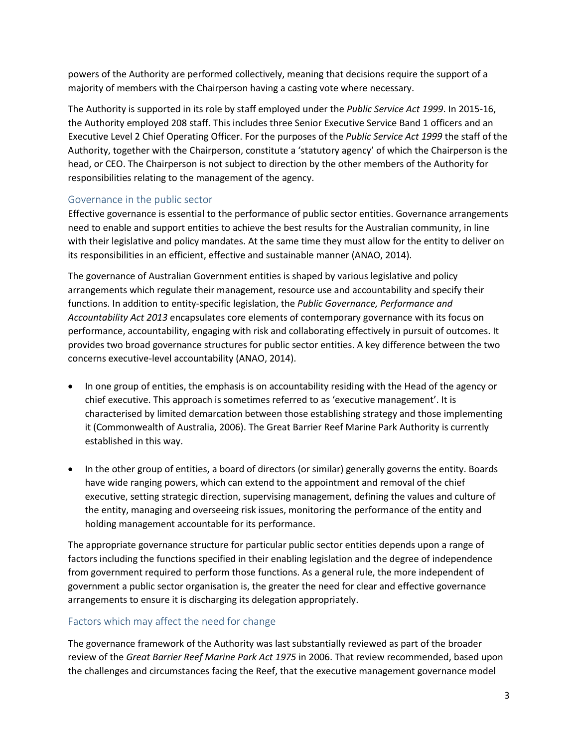powers of the Authority are performed collectively, meaning that decisions require the support of a majority of members with the Chairperson having a casting vote where necessary.

The Authority is supported in its role by staff employed under the *Public Service Act 1999*. In 2015-16, the Authority employed 208 staff. This includes three Senior Executive Service Band 1 officers and an Executive Level 2 Chief Operating Officer. For the purposes of the *Public Service Act 1999* the staff of the Authority, together with the Chairperson, constitute a 'statutory agency' of which the Chairperson is the head, or CEO. The Chairperson is not subject to direction by the other members of the Authority for responsibilities relating to the management of the agency.

## Governance in the public sector

Effective governance is essential to the performance of public sector entities. Governance arrangements need to enable and support entities to achieve the best results for the Australian community, in line with their legislative and policy mandates. At the same time they must allow for the entity to deliver on its responsibilities in an efficient, effective and sustainable manner (ANAO, 2014).

The governance of Australian Government entities is shaped by various legislative and policy arrangements which regulate their management, resource use and accountability and specify their functions. In addition to entity-specific legislation, the *Public Governance, Performance and Accountability Act 2013* encapsulates core elements of contemporary governance with its focus on performance, accountability, engaging with risk and collaborating effectively in pursuit of outcomes. It provides two broad governance structures for public sector entities. A key difference between the two concerns executive-level accountability (ANAO, 2014).

- In one group of entities, the emphasis is on accountability residing with the Head of the agency or chief executive. This approach is sometimes referred to as 'executive management'. It is characterised by limited demarcation between those establishing strategy and those implementing it (Commonwealth of Australia, 2006). The Great Barrier Reef Marine Park Authority is currently established in this way.

- In the other group of entities, a board of directors (or similar) generally governs the entity. Boards have wide ranging powers, which can extend to the appointment and removal of the chief executive, setting strategic direction, supervising management, defining the values and culture of the entity, managing and overseeing risk issues, monitoring the performance of the entity and holding management accountable for its performance.

The appropriate governance structure for particular public sector entities depends upon a range of factors including the functions specified in their enabling legislation and the degree of independence from government required to perform those functions. As a general rule, the more independent of government a public sector organisation is, the greater the need for clear and effective governance arrangements to ensure it is discharging its delegation appropriately.

## Factors which may affect the need for change

The governance framework of the Authority was last substantially reviewed as part of the broader review of the *Great Barrier Reef Marine Park Act 1975* in 2006. That review recommended, based upon the challenges and circumstances facing the Reef, that the executive management governance model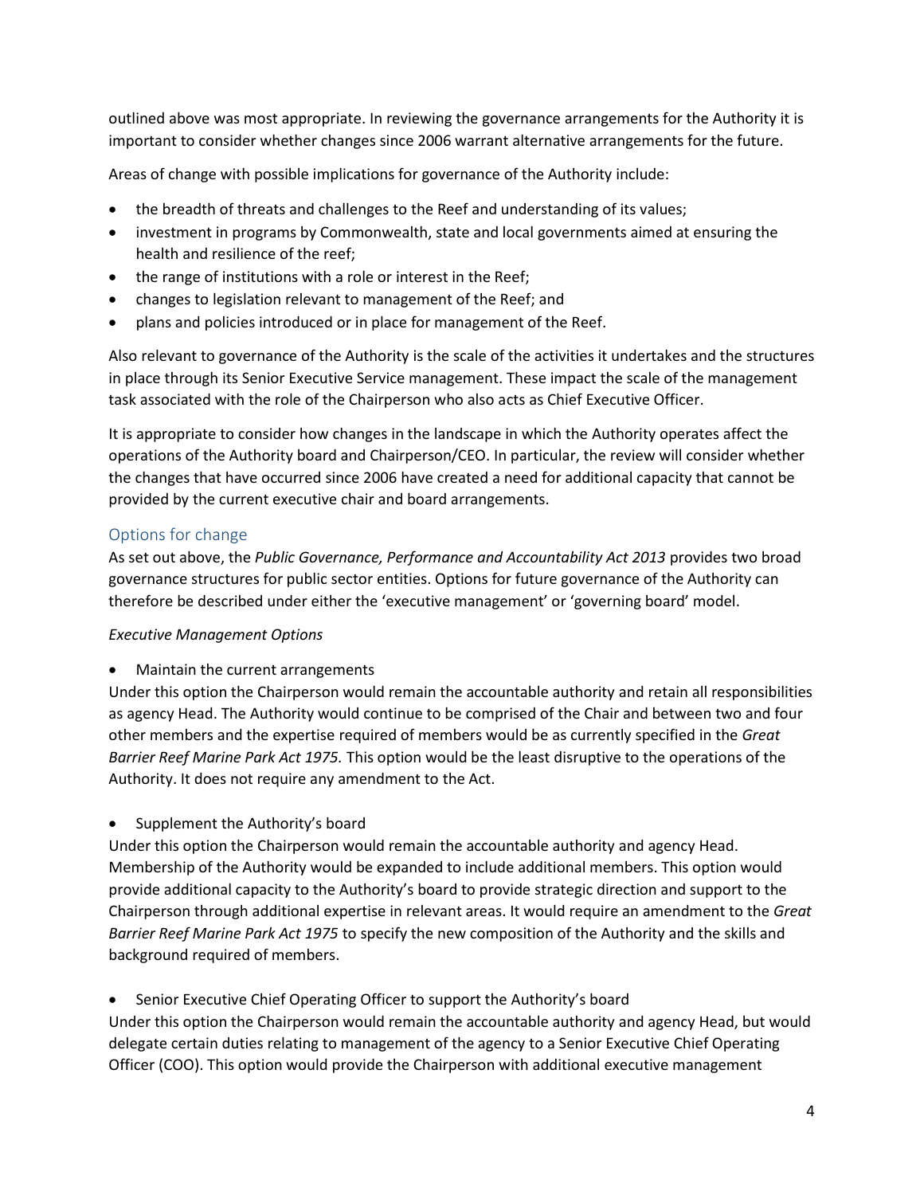outlined above was most appropriate. In reviewing the governance arrangements for the Authority it is important to consider whether changes since 2006 warrant alternative arrangements for the future.

Areas of change with possible implications for governance of the Authority include:

- the breadth of threats and challenges to the Reef and understanding of its values;
- investment in programs by Commonwealth, state and local governments aimed at ensuring the health and resilience of the reef;
- the range of institutions with a role or interest in the Reef;
- changes to legislation relevant to management of the Reef; and
- plans and policies introduced or in place for management of the Reef.

Also relevant to governance of the Authority is the scale of the activities it undertakes and the structures in place through its Senior Executive Service management. These impact the scale of the management task associated with the role of the Chairperson who also acts as Chief Executive Officer.

It is appropriate to consider how changes in the landscape in which the Authority operates affect the operations of the Authority board and Chairperson/CEO. In particular, the review will consider whether the changes that have occurred since 2006 have created a need for additional capacity that cannot be provided by the current executive chair and board arrangements.

## Options for change

As set out above, the *Public Governance, Performance and Accountability Act 2013* provides two broad governance structures for public sector entities. Options for future governance of the Authority can therefore be described under either the 'executive management' or 'governing board' model.

*Executive Management Options*

- Maintain the current arrangements

Under this option the Chairperson would remain the accountable authority and retain all responsibilities as agency Head. The Authority would continue to be comprised of the Chair and between two and four other members and the expertise required of members would be as currently specified in the *Great Barrier Reef Marine Park Act 1975.* This option would be the least disruptive to the operations of the Authority. It does not require any amendment to the Act.

- Supplement the Authority's board

Under this option the Chairperson would remain the accountable authority and agency Head. Membership of the Authority would be expanded to include additional members. This option would provide additional capacity to the Authority's board to provide strategic direction and support to the Chairperson through additional expertise in relevant areas. It would require an amendment to the *Great Barrier Reef Marine Park Act 1975* to specify the new composition of the Authority and the skills and background required of members.

- Senior Executive Chief Operating Officer to support the Authority's board

Under this option the Chairperson would remain the accountable authority and agency Head, but would delegate certain duties relating to management of the agency to a Senior Executive Chief Operating Officer (COO). This option would provide the Chairperson with additional executive management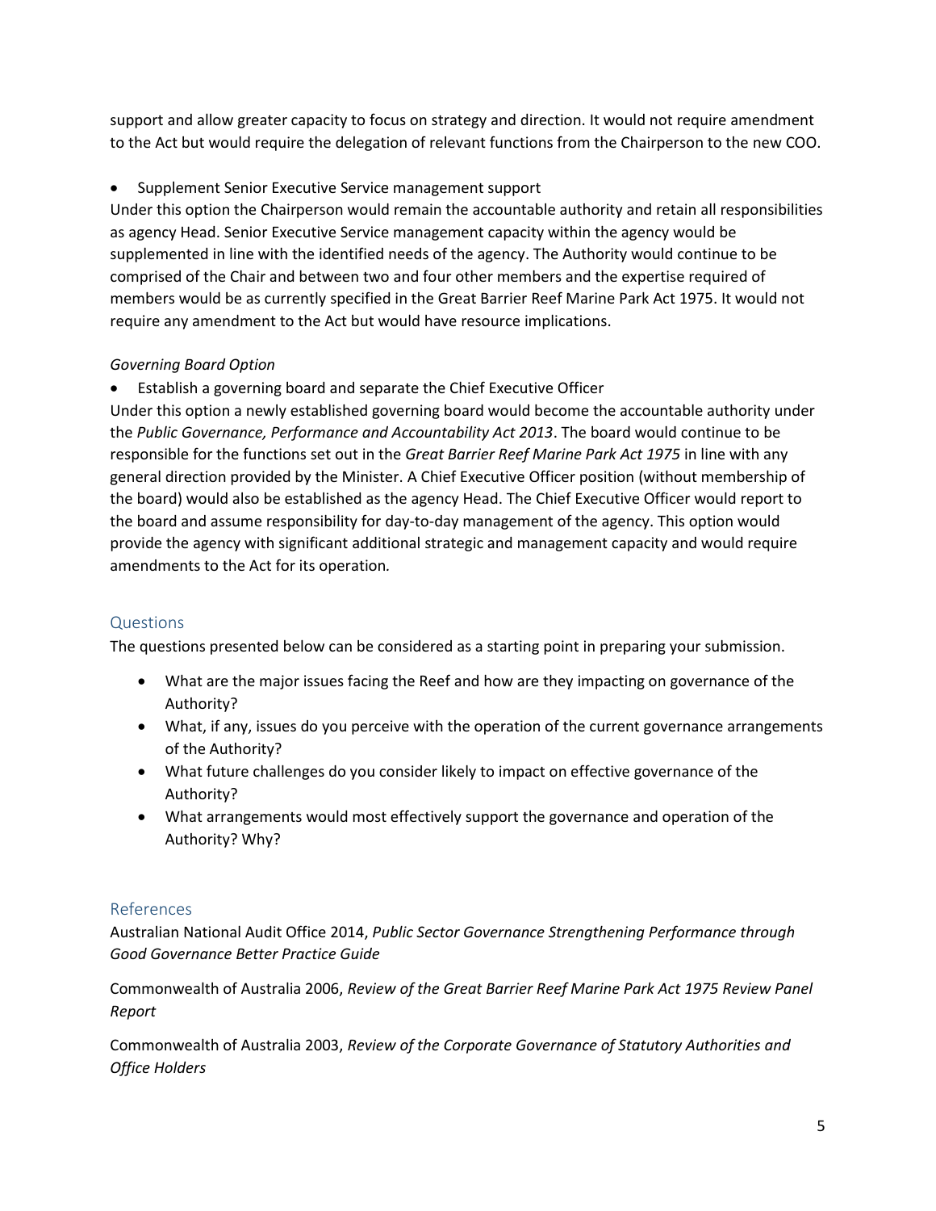support and allow greater capacity to focus on strategy and direction. It would not require amendment to the Act but would require the delegation of relevant functions from the Chairperson to the new COO.

- Supplement Senior Executive Service management support

Under this option the Chairperson would remain the accountable authority and retain all responsibilities as agency Head. Senior Executive Service management capacity within the agency would be supplemented in line with the identified needs of the agency. The Authority would continue to be comprised of the Chair and between two and four other members and the expertise required of members would be as currently specified in the Great Barrier Reef Marine Park Act 1975. It would not require any amendment to the Act but would have resource implications.

*Governing Board Option*

- Establish a governing board and separate the Chief Executive Officer

Under this option a newly established governing board would become the accountable authority under the *Public Governance, Performance and Accountability Act 2013*. The board would continue to be responsible for the functions set out in the *Great Barrier Reef Marine Park Act 1975* in line with any general direction provided by the Minister. A Chief Executive Officer position (without membership of the board) would also be established as the agency Head. The Chief Executive Officer would report to the board and assume responsibility for day-to-day management of the agency. This option would provide the agency with significant additional strategic and management capacity and would require amendments to the Act for its operation.

## Questions

The questions presented below can be considered as a starting point in preparing your submission.

- What are the major issues facing the Reef and how are they impacting on governance of the Authority?
- What, if any, issues do you perceive with the operation of the current governance arrangements of the Authority?
- What future challenges do you consider likely to impact on effective governance of the Authority?
- What arrangements would most effectively support the governance and operation of the Authority? Why?

## References

Australian National Audit Office 2014, *Public Sector Governance Strengthening Performance through Good Governance Better Practice Guide*

Commonwealth of Australia 2006, *Review of the Great Barrier Reef Marine Park Act 1975 Review Panel Report*

Commonwealth of Australia 2003, *Review of the Corporate Governance of Statutory Authorities and Office Holders*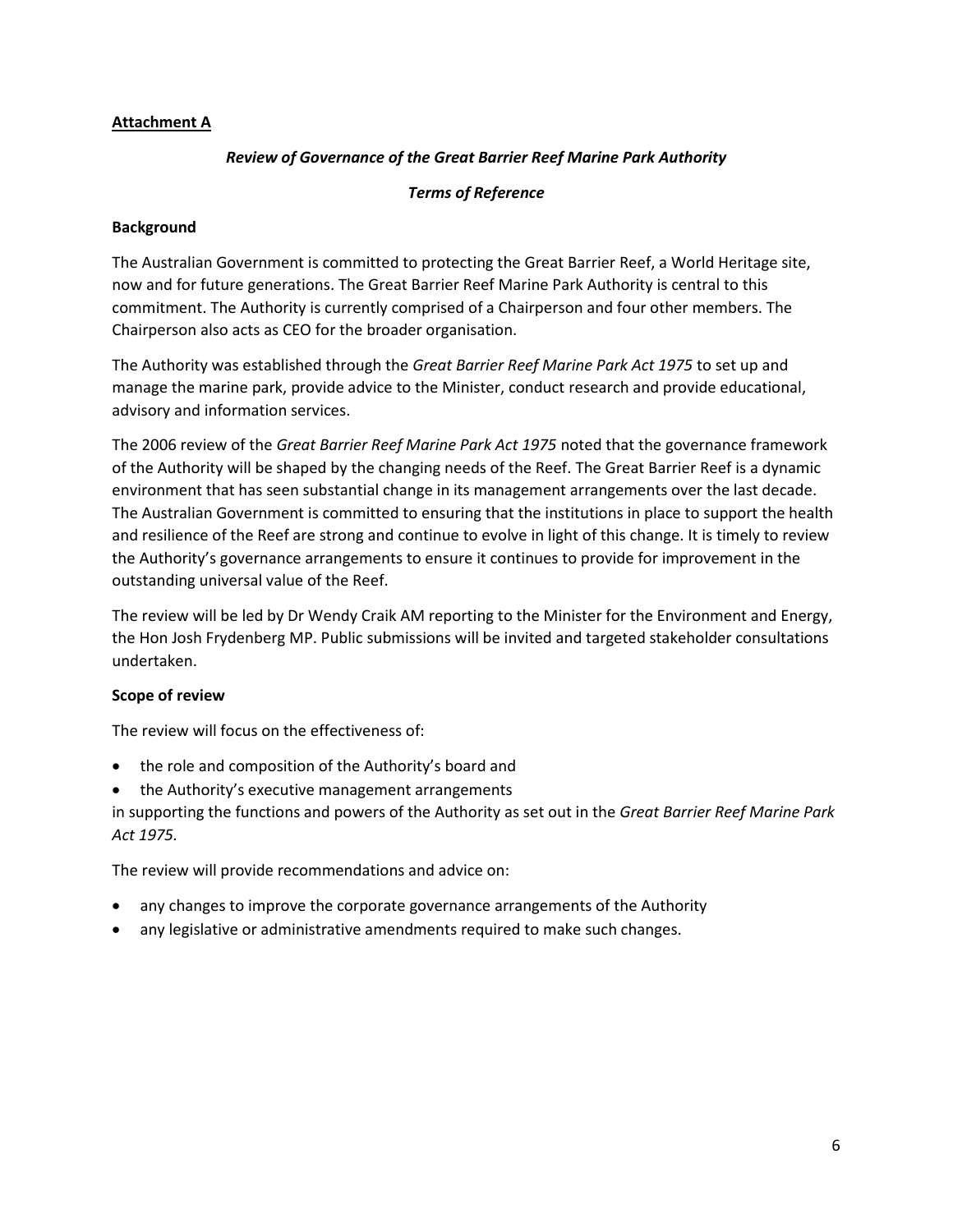**<u>Attachment A</u>**

***Review of Governance of the Great Barrier Reef Marine Park Authority***

***Terms of Reference***

**Background**

The Australian Government is committed to protecting the Great Barrier Reef, a World Heritage site, now and for future generations. The Great Barrier Reef Marine Park Authority is central to this commitment. The Authority is currently comprised of a Chairperson and four other members. The Chairperson also acts as CEO for the broader organisation.

The Authority was established through the *Great Barrier Reef Marine Park Act 1975* to set up and manage the marine park, provide advice to the Minister, conduct research and provide educational, advisory and information services.

The 2006 review of the *Great Barrier Reef Marine Park Act 1975* noted that the governance framework of the Authority will be shaped by the changing needs of the Reef. The Great Barrier Reef is a dynamic environment that has seen substantial change in its management arrangements over the last decade. The Australian Government is committed to ensuring that the institutions in place to support the health and resilience of the Reef are strong and continue to evolve in light of this change. It is timely to review the Authority's governance arrangements to ensure it continues to provide for improvement in the outstanding universal value of the Reef.

The review will be led by Dr Wendy Craik AM reporting to the Minister for the Environment and Energy, the Hon Josh Frydenberg MP. Public submissions will be invited and targeted stakeholder consultations undertaken.

**Scope of review**

The review will focus on the effectiveness of:

- the role and composition of the Authority's board and
- the Authority's executive management arrangements

in supporting the functions and powers of the Authority as set out in the *Great Barrier Reef Marine Park Act 1975.*

The review will provide recommendations and advice on:

- any changes to improve the corporate governance arrangements of the Authority
- any legislative or administrative amendments required to make such changes.